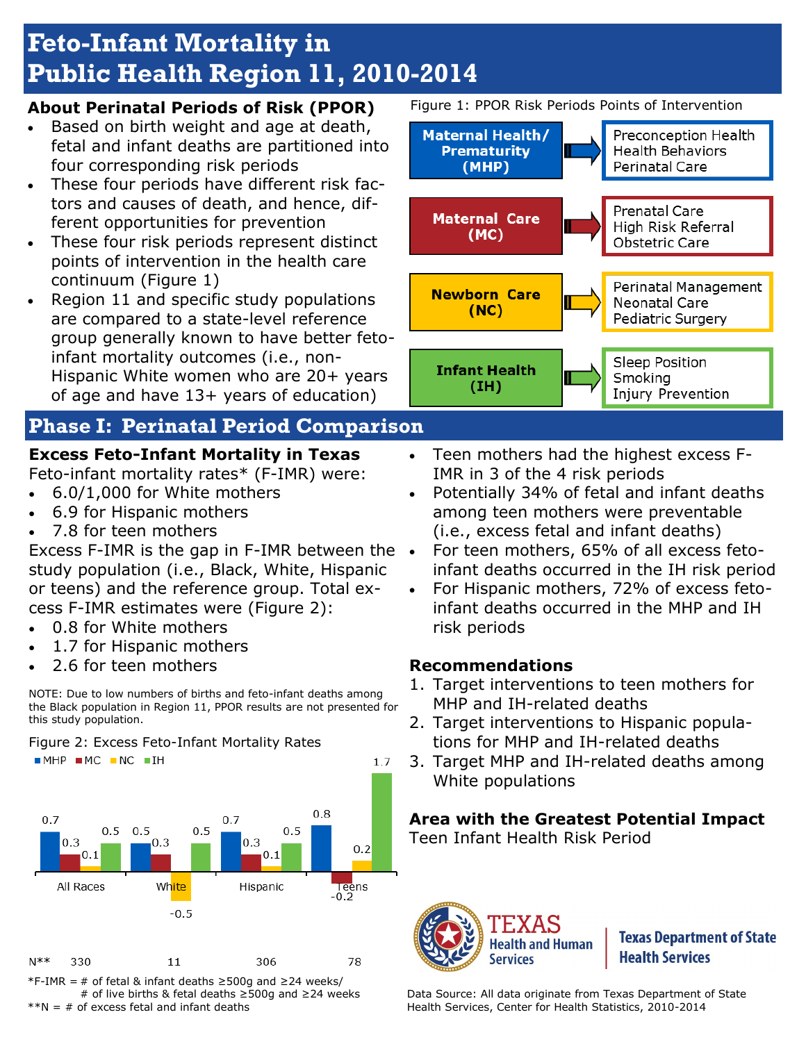# Feto-Infant Mortality in Public Health Region 11, 2010-2014

## About Perinatal Periods of Risk (PPOR)

- Based on birth weight and age at death, fetal and infant deaths are partitioned into four corresponding risk periods
- These four periods have different risk factors and causes of death, and hence, different opportunities for prevention
- These four risk periods represent distinct points of intervention in the health care continuum (Figure 1)
- Region 11 and specific study populations are compared to a state-level reference group generally known to have better feto-infant mortality outcomes (i.e., non-Hispanic White women who are 20+ years of age and have 13+ years of education)

Figure 1: PPOR Risk Periods Points of Intervention

| Risk Period | Points of Intervention |
|---|---|
| Maternal Health/ Prematurity (MHP) | Preconception Health, Health Behaviors, Perinatal Care |
| Maternal Care (MC) | Prenatal Care, High Risk Referral, Obstetric Care |
| Newborn Care (NC) | Perinatal Management, Neonatal Care, Pediatric Surgery |
| Infant Health (IH) | Sleep Position, Smoking, Injury Prevention |

## Phase I: Perinatal Period Comparison

### Excess Feto-Infant Mortality in Texas

Feto-infant mortality rates* (F-IMR) were:

- 6.0/1,000 for White mothers
- 6.9 for Hispanic mothers
- 7.8 for teen mothers

Excess F-IMR is the gap in F-IMR between the study population (i.e., Black, White, Hispanic or teens) and the reference group. Total excess F-IMR estimates were (Figure 2):

- 0.8 for White mothers
- 1.7 for Hispanic mothers
- 2.6 for teen mothers

NOTE: Due to low numbers of births and feto-infant deaths among the Black population in Region 11, PPOR results are not presented for this study population.

Figure 2: Excess Feto-Infant Mortality Rates

| | MHP | MC | NC | IH | N** |
|---|---|---|---|---|---|
| All Races | 0.7 | 0.3 | 0.1 | 0.5 | 330 |
| White | 0.5 | 0.3 | -0.5 | 0.5 | 11 |
| Hispanic | 0.7 | 0.3 | 0.1 | 0.5 | 306 |
| Teens | 0.8 | -0.2 | 0.2 | 1.7 | 78 |

*F-IMR = # of fetal & infant deaths ≥500g and ≥24 weeks/ # of live births & fetal deaths ≥500g and ≥24 weeks

**N = # of excess fetal and infant deaths

- Teen mothers had the highest excess F-IMR in 3 of the 4 risk periods
- Potentially 34% of fetal and infant deaths among teen mothers were preventable (i.e., excess fetal and infant deaths)
- For teen mothers, 65% of all excess feto-infant deaths occurred in the IH risk period
- For Hispanic mothers, 72% of excess feto-infant deaths occurred in the MHP and IH risk periods

### Recommendations

1. Target interventions to teen mothers for MHP and IH-related deaths
2. Target interventions to Hispanic populations for MHP and IH-related deaths
3. Target MHP and IH-related deaths among White populations

### Area with the Greatest Potential Impact

Teen Infant Health Risk Period

TEXAS Health and Human Services | Texas Department of State Health Services

Data Source: All data originate from Texas Department of State Health Services, Center for Health Statistics, 2010-2014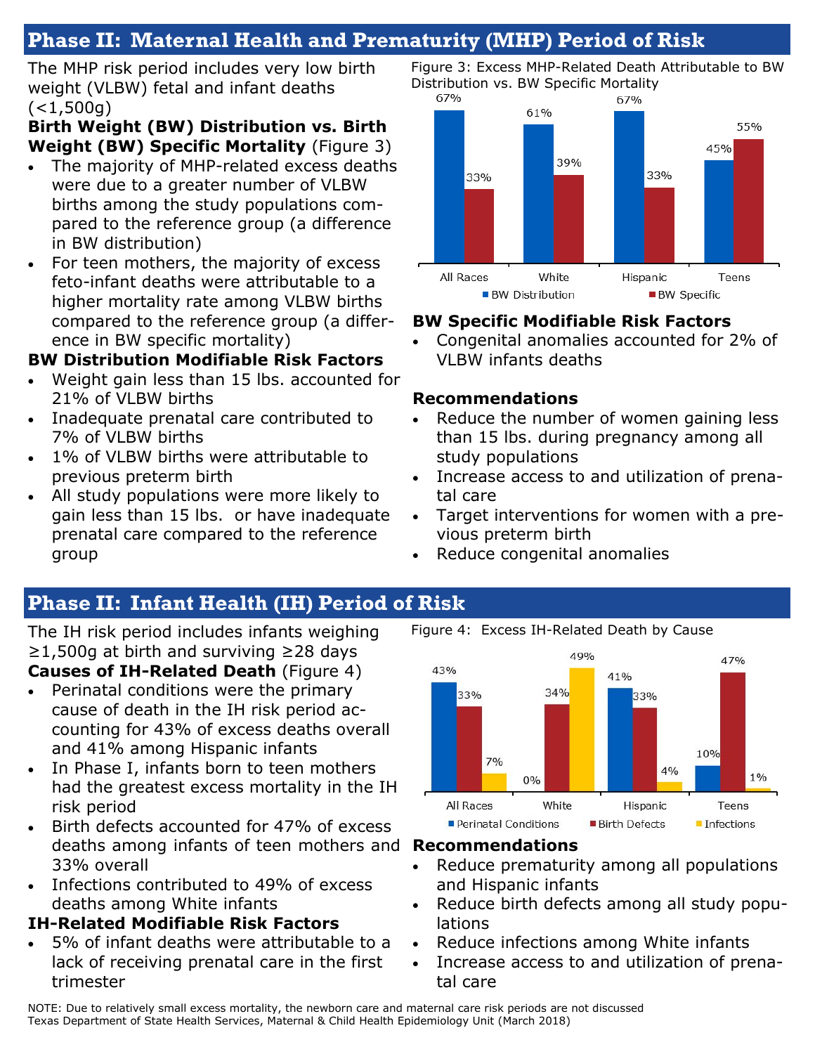## Phase II: Maternal Health and Prematurity (MHP) Period of Risk

The MHP risk period includes very low birth weight (VLBW) fetal and infant deaths (<1,500g)

**Birth Weight (BW) Distribution vs. Birth Weight (BW) Specific Mortality** (Figure 3)

- The majority of MHP-related excess deaths were due to a greater number of VLBW births among the study populations compared to the reference group (a difference in BW distribution)
- For teen mothers, the majority of excess feto-infant deaths were attributable to a higher mortality rate among VLBW births compared to the reference group (a difference in BW specific mortality)

**BW Distribution Modifiable Risk Factors**

- Weight gain less than 15 lbs. accounted for 21% of VLBW births
- Inadequate prenatal care contributed to 7% of VLBW births
- 1% of VLBW births were attributable to previous preterm birth
- All study populations were more likely to gain less than 15 lbs. or have inadequate prenatal care compared to the reference group

Figure 3: Excess MHP-Related Death Attributable to BW Distribution vs. BW Specific Mortality

All Races: 67%, 33%
White: 61%, 39%
Hispanic: 67%, 33%
Teens: 45%, 55%
BW Distribution
BW Specific

**BW Specific Modifiable Risk Factors**

- Congenital anomalies accounted for 2% of VLBW infants deaths

**Recommendations**

- Reduce the number of women gaining less than 15 lbs. during pregnancy among all study populations
- Increase access to and utilization of prenatal care
- Target interventions for women with a previous preterm birth
- Reduce congenital anomalies

## Phase II: Infant Health (IH) Period of Risk

The IH risk period includes infants weighing ≥1,500g at birth and surviving ≥28 days

**Causes of IH-Related Death** (Figure 4)

- Perinatal conditions were the primary cause of death in the IH risk period accounting for 43% of excess deaths overall and 41% among Hispanic infants
- In Phase I, infants born to teen mothers had the greatest excess mortality in the IH risk period
- Birth defects accounted for 47% of excess deaths among infants of teen mothers and 33% overall
- Infections contributed to 49% of excess deaths among White infants

**IH-Related Modifiable Risk Factors**

- 5% of infant deaths were attributable to a lack of receiving prenatal care in the first trimester

Figure 4: Excess IH-Related Death by Cause

All Races: 43%, 33%, 7%
White: 0%, 34%, 49%
Hispanic: 41%, 33%, 4%
Teens: 10%, 47%, 1%
Perinatal Conditions
Birth Defects
Infections

**Recommendations**

- Reduce prematurity among all populations and Hispanic infants
- Reduce birth defects among all study populations
- Reduce infections among White infants
- Increase access to and utilization of prenatal care

NOTE: Due to relatively small excess mortality, the newborn care and maternal care risk periods are not discussed
Texas Department of State Health Services, Maternal & Child Health Epidemiology Unit (March 2018)